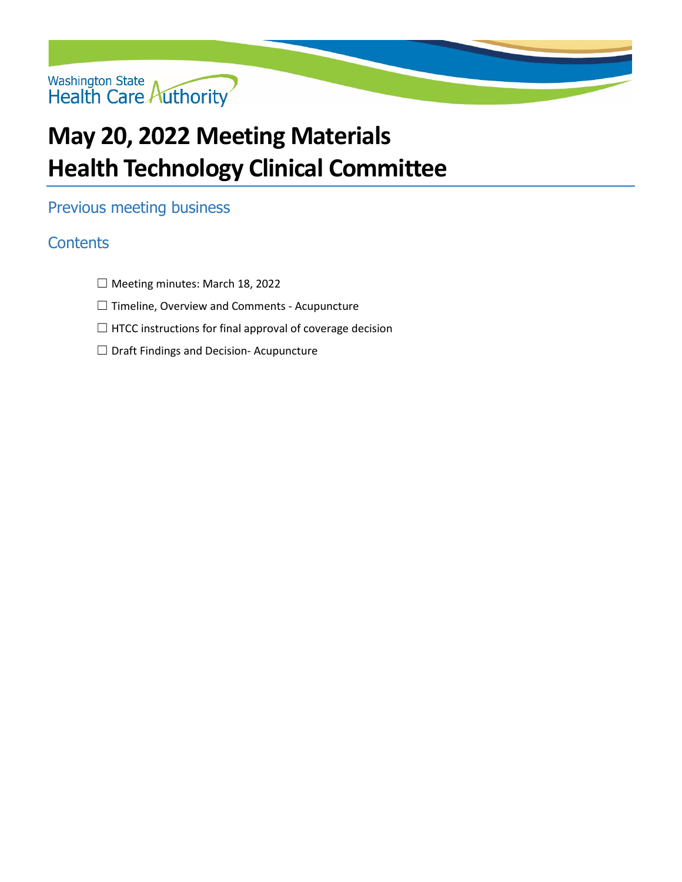Washington State Health Care Authority

# May 20, 2022 Meeting Materials
# Health Technology Clinical Committee

## Previous meeting business

## Contents

☐ Meeting minutes: March 18, 2022

☐ Timeline, Overview and Comments - Acupuncture

☐ HTCC instructions for final approval of coverage decision

☐ Draft Findings and Decision- Acupuncture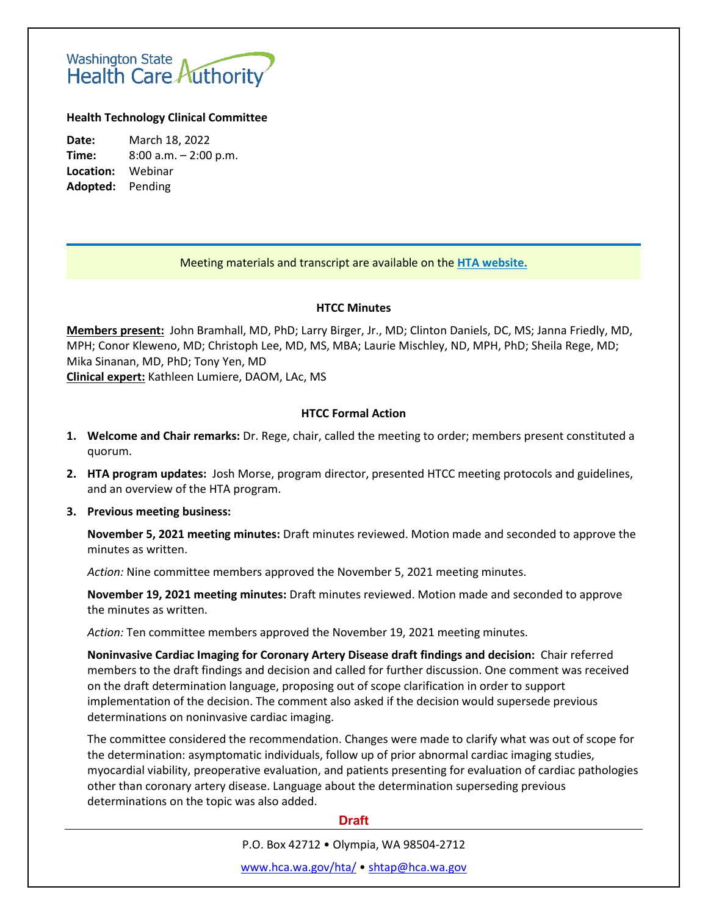Washington State Health Care Authority

**Health Technology Clinical Committee**

**Date:** March 18, 2022
**Time:** 8:00 a.m. – 2:00 p.m.
**Location:** Webinar
**Adopted:** Pending

Meeting materials and transcript are available on the **HTA website.**

**HTCC Minutes**

**Members present:** John Bramhall, MD, PhD; Larry Birger, Jr., MD; Clinton Daniels, DC, MS; Janna Friedly, MD, MPH; Conor Kleweno, MD; Christoph Lee, MD, MS, MBA; Laurie Mischley, ND, MPH, PhD; Sheila Rege, MD; Mika Sinanan, MD, PhD; Tony Yen, MD
**Clinical expert:** Kathleen Lumiere, DAOM, LAc, MS

**HTCC Formal Action**

1. **Welcome and Chair remarks:** Dr. Rege, chair, called the meeting to order; members present constituted a quorum.
2. **HTA program updates:** Josh Morse, program director, presented HTCC meeting protocols and guidelines, and an overview of the HTA program.
3. **Previous meeting business:**

   **November 5, 2021 meeting minutes:** Draft minutes reviewed. Motion made and seconded to approve the minutes as written.

   *Action:* Nine committee members approved the November 5, 2021 meeting minutes.

   **November 19, 2021 meeting minutes:** Draft minutes reviewed. Motion made and seconded to approve the minutes as written.

   *Action:* Ten committee members approved the November 19, 2021 meeting minutes.

   **Noninvasive Cardiac Imaging for Coronary Artery Disease draft findings and decision:** Chair referred members to the draft findings and decision and called for further discussion. One comment was received on the draft determination language, proposing out of scope clarification in order to support implementation of the decision. The comment also asked if the decision would supersede previous determinations on noninvasive cardiac imaging.

   The committee considered the recommendation. Changes were made to clarify what was out of scope for the determination: asymptomatic individuals, follow up of prior abnormal cardiac imaging studies, myocardial viability, preoperative evaluation, and patients presenting for evaluation of cardiac pathologies other than coronary artery disease. Language about the determination superseding previous determinations on the topic was also added.

Draft

P.O. Box 42712 • Olympia, WA 98504-2712

www.hca.wa.gov/hta/ • shtap@hca.wa.gov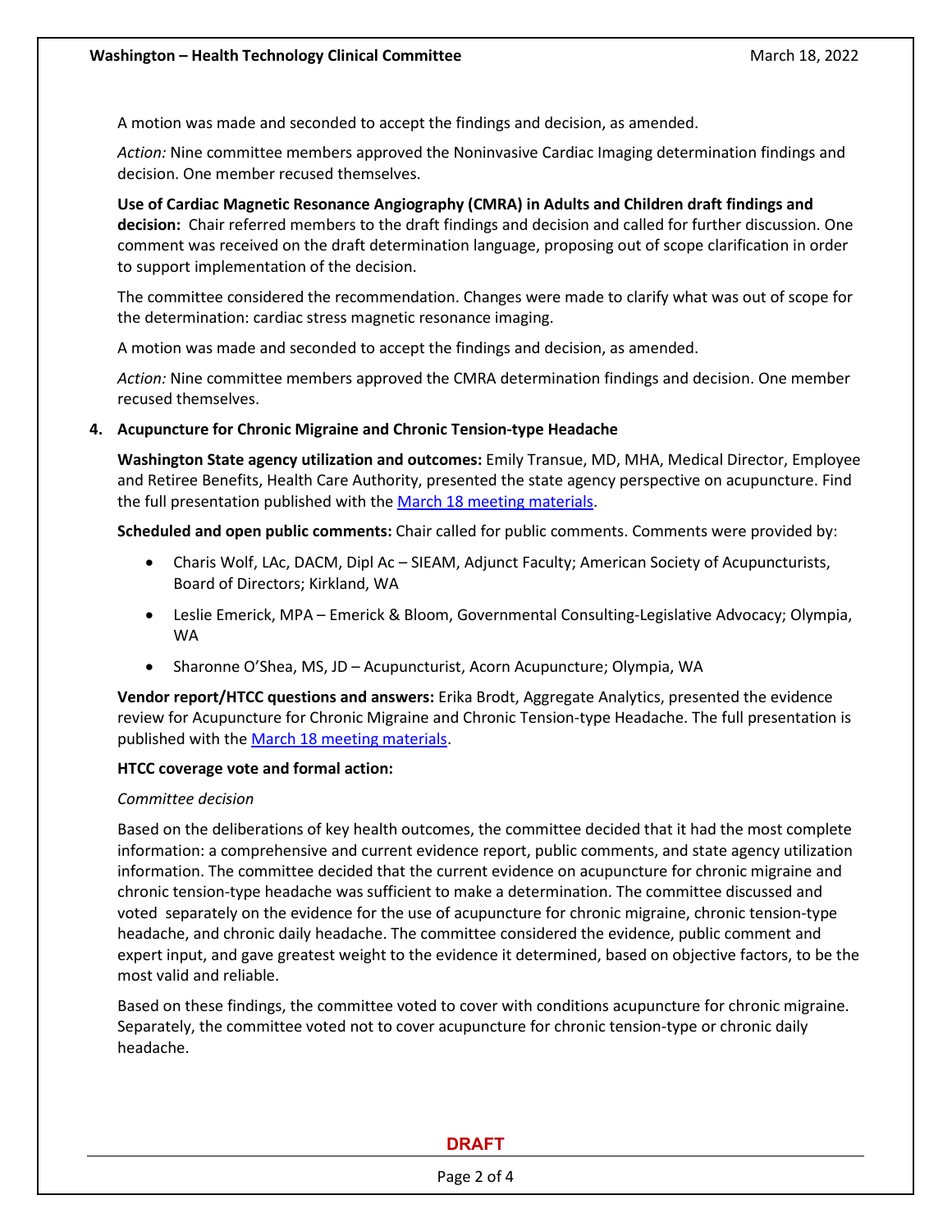A motion was made and seconded to accept the findings and decision, as amended.

*Action:* Nine committee members approved the Noninvasive Cardiac Imaging determination findings and decision. One member recused themselves.

**Use of Cardiac Magnetic Resonance Angiography (CMRA) in Adults and Children draft findings and decision:** Chair referred members to the draft findings and decision and called for further discussion. One comment was received on the draft determination language, proposing out of scope clarification in order to support implementation of the decision.

The committee considered the recommendation. Changes were made to clarify what was out of scope for the determination: cardiac stress magnetic resonance imaging.

A motion was made and seconded to accept the findings and decision, as amended.

*Action:* Nine committee members approved the CMRA determination findings and decision. One member recused themselves.

**4. Acupuncture for Chronic Migraine and Chronic Tension-type Headache**

**Washington State agency utilization and outcomes:** Emily Transue, MD, MHA, Medical Director, Employee and Retiree Benefits, Health Care Authority, presented the state agency perspective on acupuncture. Find the full presentation published with the [March 18 meeting materials](https://www.hca.wa.gov).

**Scheduled and open public comments:** Chair called for public comments. Comments were provided by:

- Charis Wolf, LAc, DACM, Dipl Ac – SIEAM, Adjunct Faculty; American Society of Acupuncturists, Board of Directors; Kirkland, WA
- Leslie Emerick, MPA – Emerick & Bloom, Governmental Consulting-Legislative Advocacy; Olympia, WA
- Sharonne O'Shea, MS, JD – Acupuncturist, Acorn Acupuncture; Olympia, WA

**Vendor report/HTCC questions and answers:** Erika Brodt, Aggregate Analytics, presented the evidence review for Acupuncture for Chronic Migraine and Chronic Tension-type Headache. The full presentation is published with the [March 18 meeting materials](https://www.hca.wa.gov).

**HTCC coverage vote and formal action:**

*Committee decision*

Based on the deliberations of key health outcomes, the committee decided that it had the most complete information: a comprehensive and current evidence report, public comments, and state agency utilization information. The committee decided that the current evidence on acupuncture for chronic migraine and chronic tension-type headache was sufficient to make a determination. The committee discussed and voted separately on the evidence for the use of acupuncture for chronic migraine, chronic tension-type headache, and chronic daily headache. The committee considered the evidence, public comment and expert input, and gave greatest weight to the evidence it determined, based on objective factors, to be the most valid and reliable.

Based on these findings, the committee voted to cover with conditions acupuncture for chronic migraine. Separately, the committee voted not to cover acupuncture for chronic tension-type or chronic daily headache.

DRAFT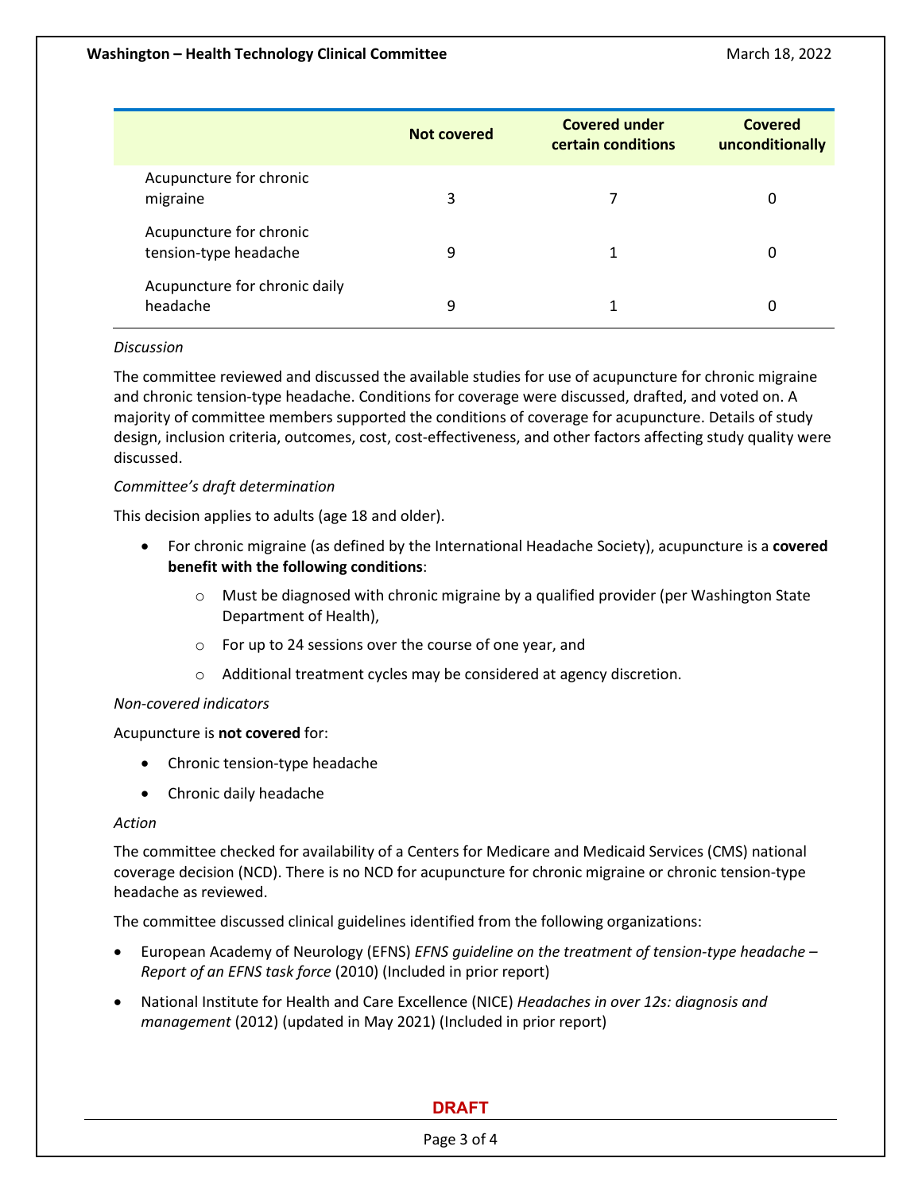| | Not covered | Covered under certain conditions | Covered unconditionally |
|---|---|---|---|
| Acupuncture for chronic migraine | 3 | 7 | 0 |
| Acupuncture for chronic tension-type headache | 9 | 1 | 0 |
| Acupuncture for chronic daily headache | 9 | 1 | 0 |

*Discussion*

The committee reviewed and discussed the available studies for use of acupuncture for chronic migraine and chronic tension-type headache. Conditions for coverage were discussed, drafted, and voted on. A majority of committee members supported the conditions of coverage for acupuncture. Details of study design, inclusion criteria, outcomes, cost, cost-effectiveness, and other factors affecting study quality were discussed.

*Committee's draft determination*

This decision applies to adults (age 18 and older).

- For chronic migraine (as defined by the International Headache Society), acupuncture is a **covered benefit with the following conditions**:
  - Must be diagnosed with chronic migraine by a qualified provider (per Washington State Department of Health),
  - For up to 24 sessions over the course of one year, and
  - Additional treatment cycles may be considered at agency discretion.

*Non-covered indicators*

Acupuncture is **not covered** for:

- Chronic tension-type headache
- Chronic daily headache

*Action*

The committee checked for availability of a Centers for Medicare and Medicaid Services (CMS) national coverage decision (NCD). There is no NCD for acupuncture for chronic migraine or chronic tension-type headache as reviewed.

The committee discussed clinical guidelines identified from the following organizations:

- European Academy of Neurology (EFNS) *EFNS guideline on the treatment of tension-type headache – Report of an EFNS task force* (2010) (Included in prior report)
- National Institute for Health and Care Excellence (NICE) *Headaches in over 12s: diagnosis and management* (2012) (updated in May 2021) (Included in prior report)

DRAFT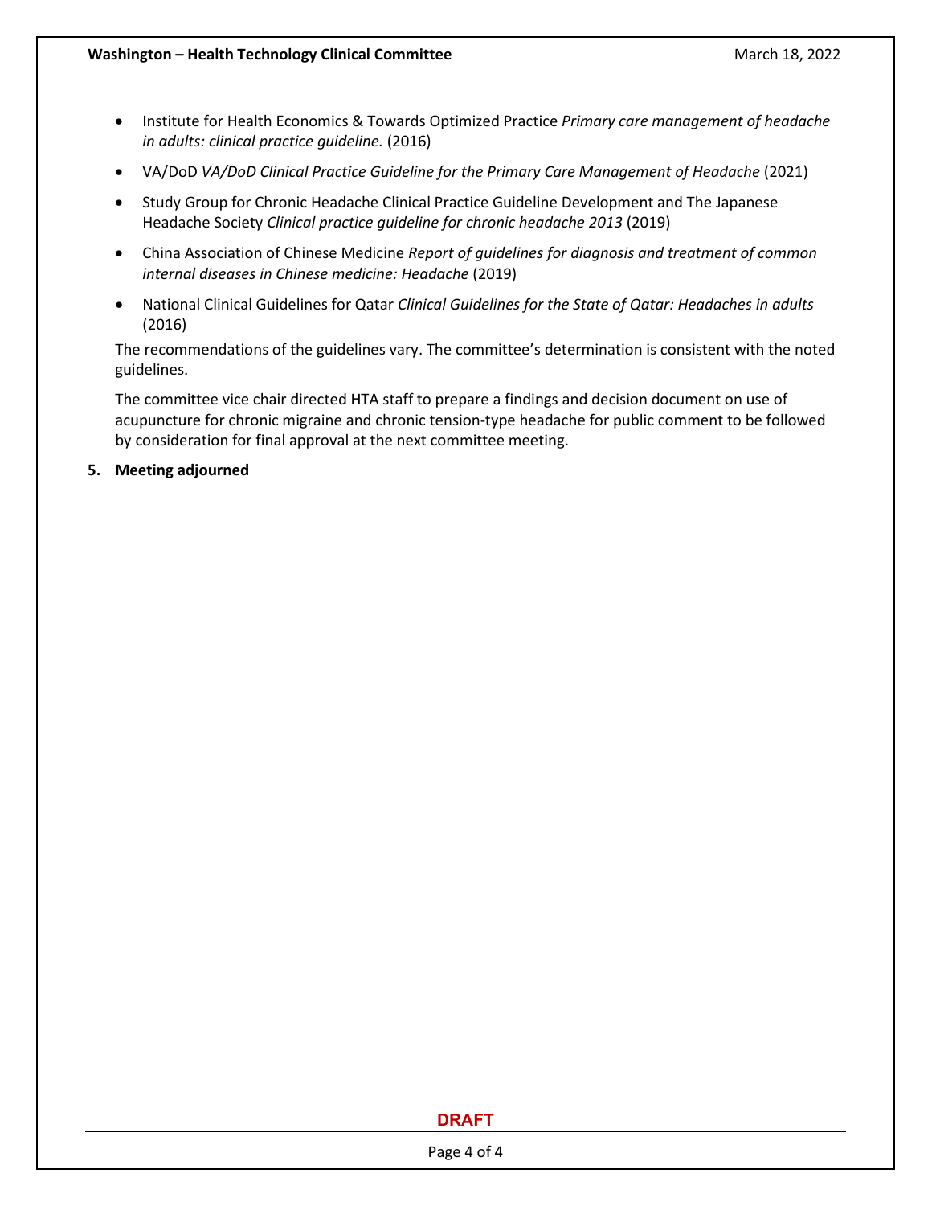- Institute for Health Economics & Towards Optimized Practice *Primary care management of headache in adults: clinical practice guideline.* (2016)
- VA/DoD *VA/DoD Clinical Practice Guideline for the Primary Care Management of Headache* (2021)
- Study Group for Chronic Headache Clinical Practice Guideline Development and The Japanese Headache Society *Clinical practice guideline for chronic headache 2013* (2019)
- China Association of Chinese Medicine *Report of guidelines for diagnosis and treatment of common internal diseases in Chinese medicine: Headache* (2019)
- National Clinical Guidelines for Qatar *Clinical Guidelines for the State of Qatar: Headaches in adults* (2016)

The recommendations of the guidelines vary. The committee's determination is consistent with the noted guidelines.

The committee vice chair directed HTA staff to prepare a findings and decision document on use of acupuncture for chronic migraine and chronic tension-type headache for public comment to be followed by consideration for final approval at the next committee meeting.

**5. Meeting adjourned**

**DRAFT**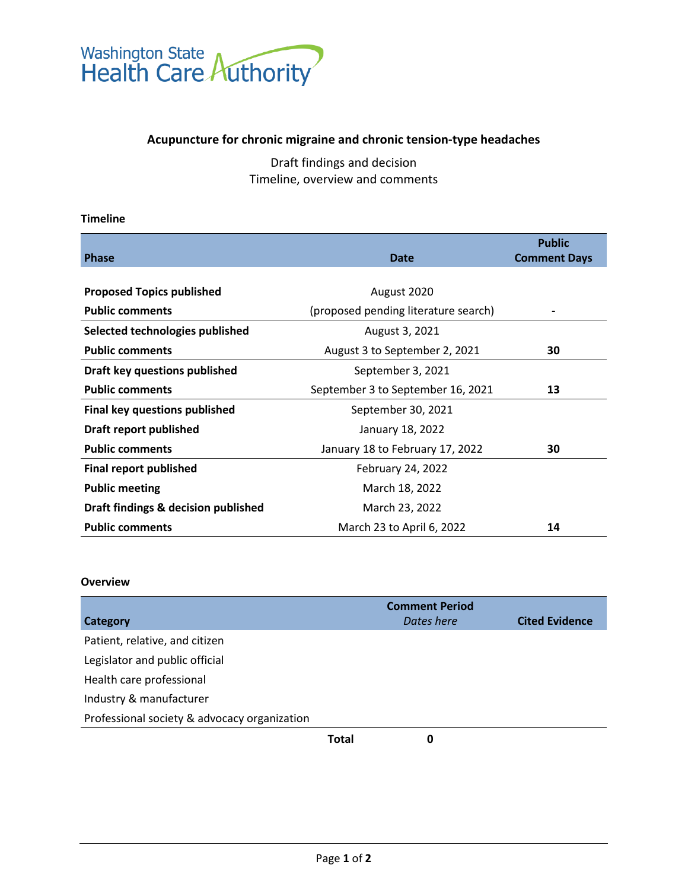Washington State Health Care Authority

# Acupuncture for chronic migraine and chronic tension-type headaches

Draft findings and decision
Timeline, overview and comments

### Timeline

| Phase | Date | Public Comment Days |
|---|---|---|
| **Proposed Topics published** | August 2020 | |
| **Public comments** | (proposed pending literature search) | - |
| **Selected technologies published** | August 3, 2021 | |
| **Public comments** | August 3 to September 2, 2021 | **30** |
| **Draft key questions published** | September 3, 2021 | |
| **Public comments** | September 3 to September 16, 2021 | **13** |
| **Final key questions published** | September 30, 2021 | |
| **Draft report published** | January 18, 2022 | |
| **Public comments** | January 18 to February 17, 2022 | **30** |
| **Final report published** | February 24, 2022 | |
| **Public meeting** | March 18, 2022 | |
| **Draft findings & decision published** | March 23, 2022 | |
| **Public comments** | March 23 to April 6, 2022 | **14** |

### Overview

| Category | Comment Period *Dates here* | Cited Evidence |
|---|---|---|
| Patient, relative, and citizen | | |
| Legislator and public official | | |
| Health care professional | | |
| Industry & manufacturer | | |
| Professional society & advocacy organization | | |
| **Total** | **0** | |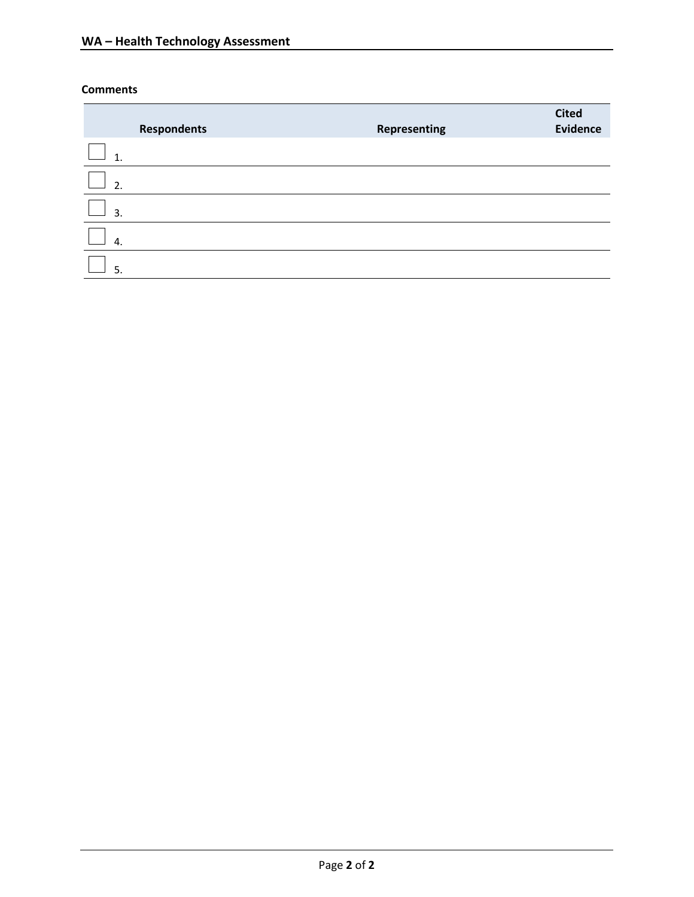**Comments**

| Respondents | Representing | Cited Evidence |
|---|---|---|
| ☐ 1. | | |
| ☐ 2. | | |
| ☐ 3. | | |
| ☐ 4. | | |
| ☐ 5. | | |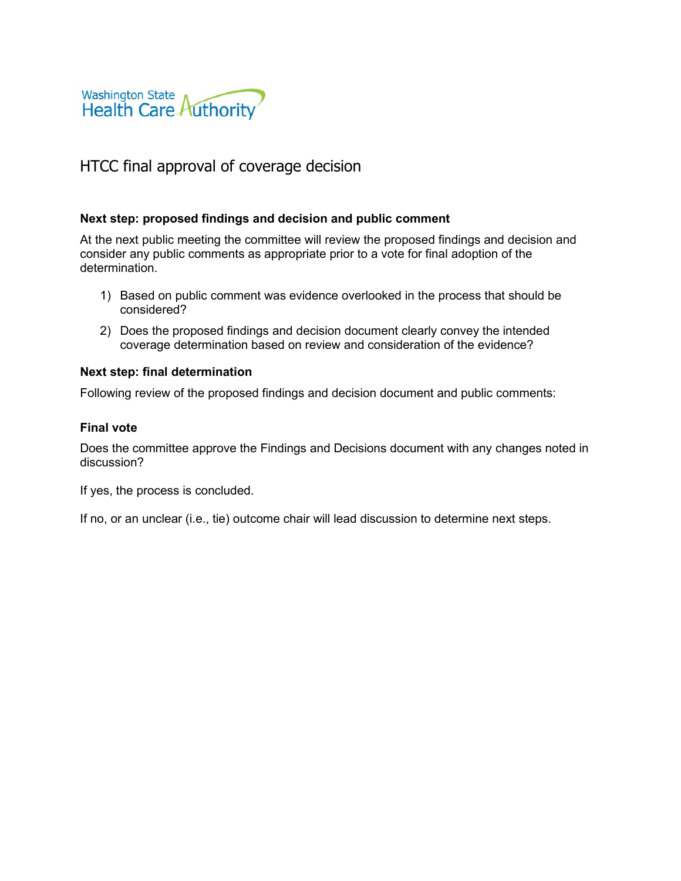# HTCC final approval of coverage decision

**Next step: proposed findings and decision and public comment**

At the next public meeting the committee will review the proposed findings and decision and consider any public comments as appropriate prior to a vote for final adoption of the determination.

1) Based on public comment was evidence overlooked in the process that should be considered?
2) Does the proposed findings and decision document clearly convey the intended coverage determination based on review and consideration of the evidence?

**Next step: final determination**

Following review of the proposed findings and decision document and public comments:

**Final vote**

Does the committee approve the Findings and Decisions document with any changes noted in discussion?

If yes, the process is concluded.

If no, or an unclear (i.e., tie) outcome chair will lead discussion to determine next steps.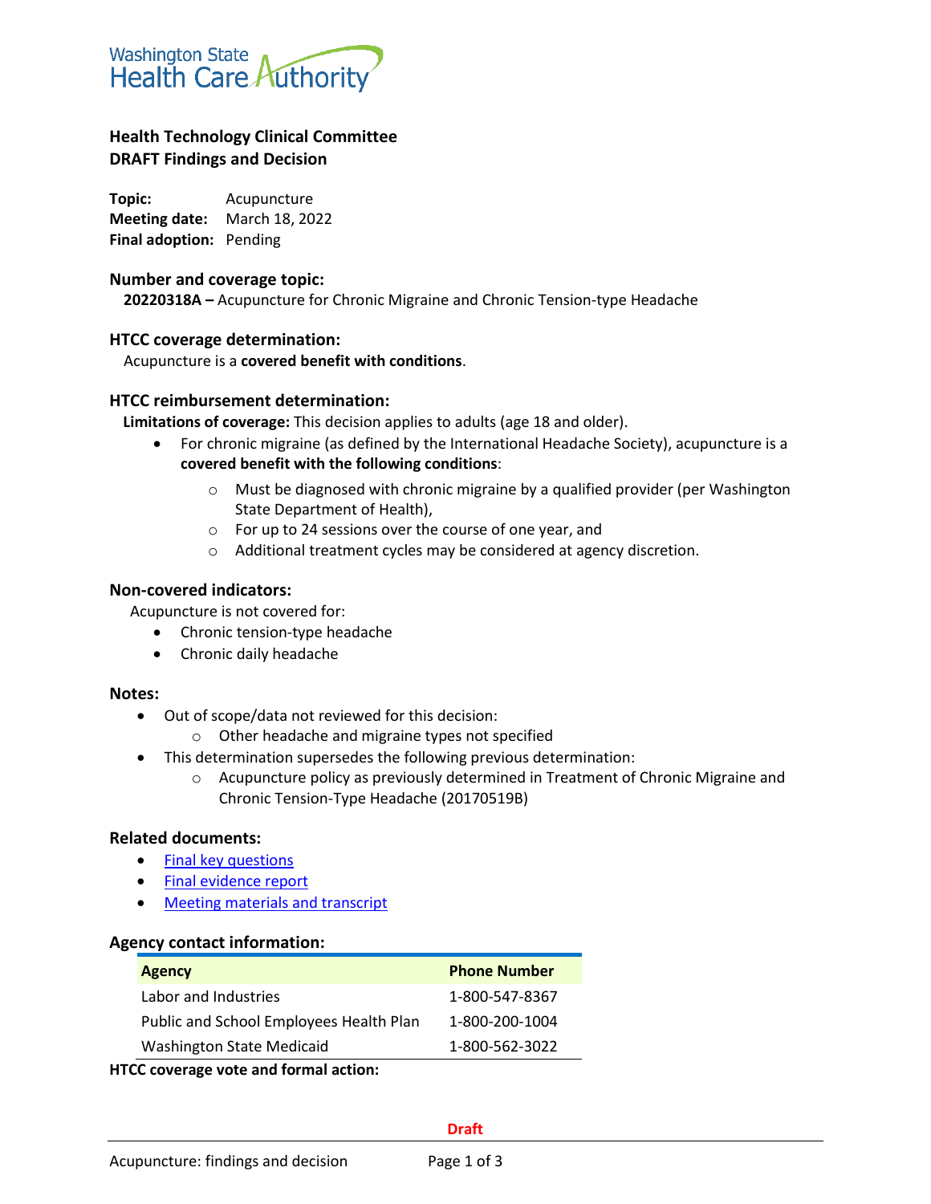Washington State Health Care Authority

# Health Technology Clinical Committee
# DRAFT Findings and Decision

**Topic:** Acupuncture
**Meeting date:** March 18, 2022
**Final adoption:** Pending

### Number and coverage topic:

**20220318A –** Acupuncture for Chronic Migraine and Chronic Tension-type Headache

### HTCC coverage determination:

Acupuncture is a **covered benefit with conditions**.

### HTCC reimbursement determination:

**Limitations of coverage:** This decision applies to adults (age 18 and older).

- For chronic migraine (as defined by the International Headache Society), acupuncture is a **covered benefit with the following conditions**:
    - Must be diagnosed with chronic migraine by a qualified provider (per Washington State Department of Health),
    - For up to 24 sessions over the course of one year, and
    - Additional treatment cycles may be considered at agency discretion.

### Non-covered indicators:

Acupuncture is not covered for:

- Chronic tension-type headache
- Chronic daily headache

### Notes:

- Out of scope/data not reviewed for this decision:
    - Other headache and migraine types not specified
- This determination supersedes the following previous determination:
    - Acupuncture policy as previously determined in Treatment of Chronic Migraine and Chronic Tension-Type Headache (20170519B)

### Related documents:

- Final key questions
- Final evidence report
- Meeting materials and transcript

### Agency contact information:

| Agency | Phone Number |
|---|---|
| Labor and Industries | 1-800-547-8367 |
| Public and School Employees Health Plan | 1-800-200-1004 |
| Washington State Medicaid | 1-800-562-3022 |

**HTCC coverage vote and formal action:**

Draft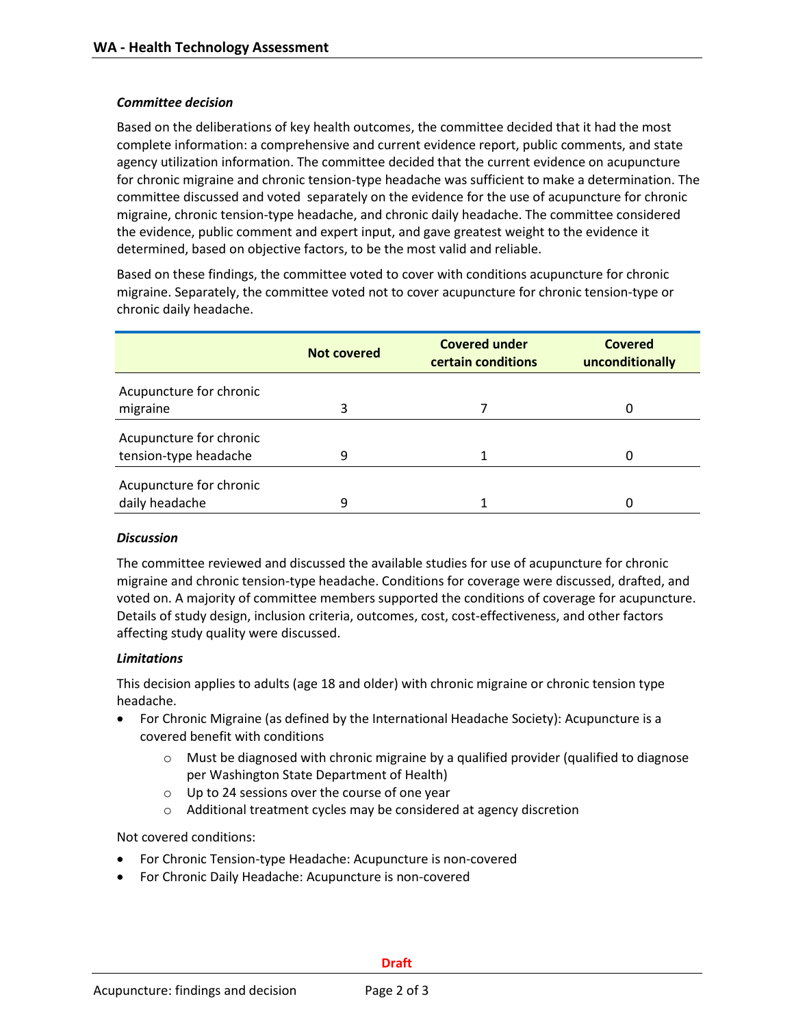### *Committee decision*

Based on the deliberations of key health outcomes, the committee decided that it had the most complete information: a comprehensive and current evidence report, public comments, and state agency utilization information. The committee decided that the current evidence on acupuncture for chronic migraine and chronic tension-type headache was sufficient to make a determination. The committee discussed and voted separately on the evidence for the use of acupuncture for chronic migraine, chronic tension-type headache, and chronic daily headache. The committee considered the evidence, public comment and expert input, and gave greatest weight to the evidence it determined, based on objective factors, to be the most valid and reliable.

Based on these findings, the committee voted to cover with conditions acupuncture for chronic migraine. Separately, the committee voted not to cover acupuncture for chronic tension-type or chronic daily headache.

| | Not covered | Covered under certain conditions | Covered unconditionally |
|---|---|---|---|
| Acupuncture for chronic migraine | 3 | 7 | 0 |
| Acupuncture for chronic tension-type headache | 9 | 1 | 0 |
| Acupuncture for chronic daily headache | 9 | 1 | 0 |

### *Discussion*

The committee reviewed and discussed the available studies for use of acupuncture for chronic migraine and chronic tension-type headache. Conditions for coverage were discussed, drafted, and voted on. A majority of committee members supported the conditions of coverage for acupuncture. Details of study design, inclusion criteria, outcomes, cost, cost-effectiveness, and other factors affecting study quality were discussed.

### *Limitations*

This decision applies to adults (age 18 and older) with chronic migraine or chronic tension type headache.

- For Chronic Migraine (as defined by the International Headache Society): Acupuncture is a covered benefit with conditions
  - Must be diagnosed with chronic migraine by a qualified provider (qualified to diagnose per Washington State Department of Health)
  - Up to 24 sessions over the course of one year
  - Additional treatment cycles may be considered at agency discretion

Not covered conditions:

- For Chronic Tension-type Headache: Acupuncture is non-covered
- For Chronic Daily Headache: Acupuncture is non-covered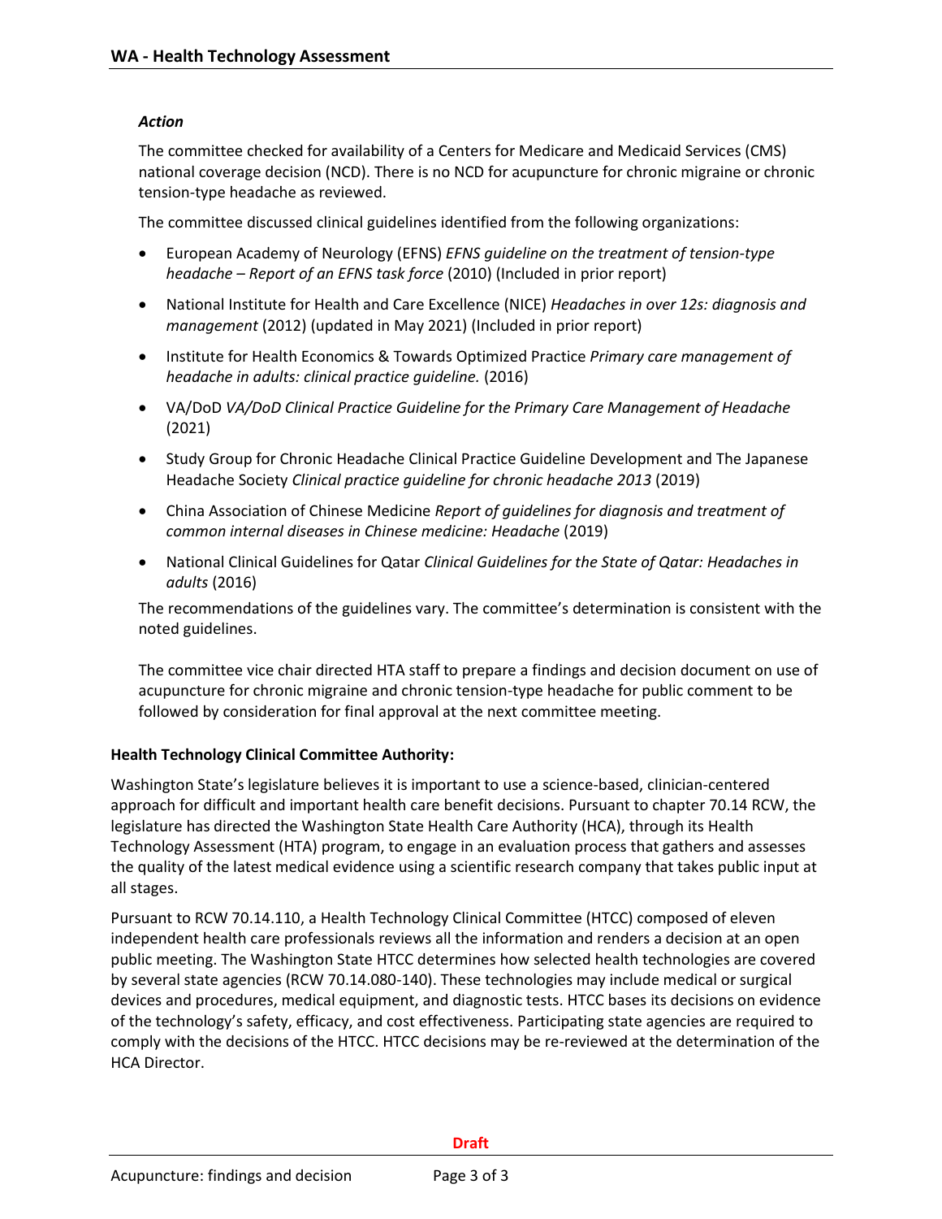### *Action*

The committee checked for availability of a Centers for Medicare and Medicaid Services (CMS) national coverage decision (NCD). There is no NCD for acupuncture for chronic migraine or chronic tension-type headache as reviewed.

The committee discussed clinical guidelines identified from the following organizations:

- European Academy of Neurology (EFNS) *EFNS guideline on the treatment of tension-type headache – Report of an EFNS task force* (2010) (Included in prior report)
- National Institute for Health and Care Excellence (NICE) *Headaches in over 12s: diagnosis and management* (2012) (updated in May 2021) (Included in prior report)
- Institute for Health Economics & Towards Optimized Practice *Primary care management of headache in adults: clinical practice guideline.* (2016)
- VA/DoD *VA/DoD Clinical Practice Guideline for the Primary Care Management of Headache* (2021)
- Study Group for Chronic Headache Clinical Practice Guideline Development and The Japanese Headache Society *Clinical practice guideline for chronic headache 2013* (2019)
- China Association of Chinese Medicine *Report of guidelines for diagnosis and treatment of common internal diseases in Chinese medicine: Headache* (2019)
- National Clinical Guidelines for Qatar *Clinical Guidelines for the State of Qatar: Headaches in adults* (2016)

The recommendations of the guidelines vary. The committee's determination is consistent with the noted guidelines.

The committee vice chair directed HTA staff to prepare a findings and decision document on use of acupuncture for chronic migraine and chronic tension-type headache for public comment to be followed by consideration for final approval at the next committee meeting.

**Health Technology Clinical Committee Authority:**

Washington State's legislature believes it is important to use a science-based, clinician-centered approach for difficult and important health care benefit decisions. Pursuant to chapter 70.14 RCW, the legislature has directed the Washington State Health Care Authority (HCA), through its Health Technology Assessment (HTA) program, to engage in an evaluation process that gathers and assesses the quality of the latest medical evidence using a scientific research company that takes public input at all stages.

Pursuant to RCW 70.14.110, a Health Technology Clinical Committee (HTCC) composed of eleven independent health care professionals reviews all the information and renders a decision at an open public meeting. The Washington State HTCC determines how selected health technologies are covered by several state agencies (RCW 70.14.080-140). These technologies may include medical or surgical devices and procedures, medical equipment, and diagnostic tests. HTCC bases its decisions on evidence of the technology's safety, efficacy, and cost effectiveness. Participating state agencies are required to comply with the decisions of the HTCC. HTCC decisions may be re-reviewed at the determination of the HCA Director.